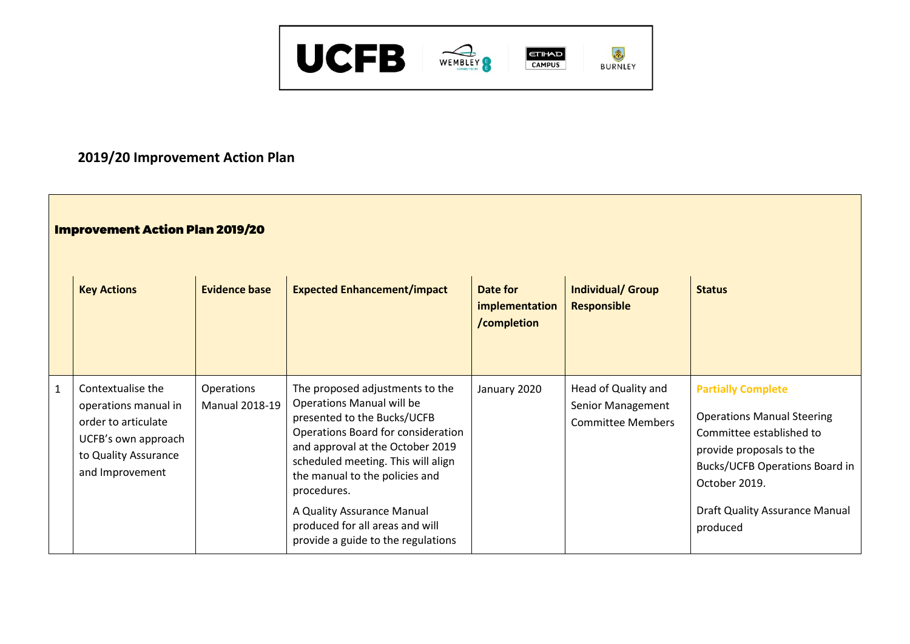## 2019/20 Improvement Action Plan

**Improvement Action Plan 2019/20**

| | Key Actions | Evidence base | Expected Enhancement/impact | Date for implementation /completion | Individual/ Group Responsible | Status |
|---|---|---|---|---|---|---|
| 1 | Contextualise the operations manual in order to articulate UCFB's own approach to Quality Assurance and Improvement | Operations Manual 2018-19 | The proposed adjustments to the Operations Manual will be presented to the Bucks/UCFB Operations Board for consideration and approval at the October 2019 scheduled meeting. This will align the manual to the policies and procedures.<br><br>A Quality Assurance Manual produced for all areas and will provide a guide to the regulations | January 2020 | Head of Quality and Senior Management Committee Members | **Partially Complete**<br><br>Operations Manual Steering Committee established to provide proposals to the Bucks/UCFB Operations Board in October 2019.<br><br>Draft Quality Assurance Manual produced |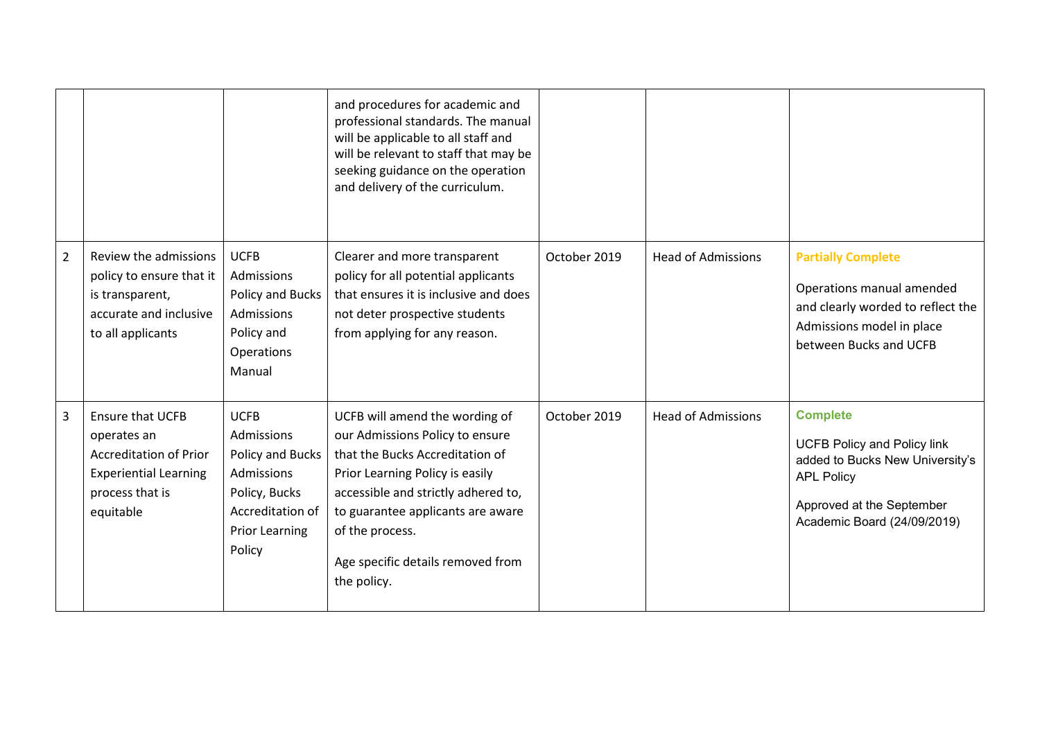| | | | | | | |
|---|---|---|---|---|---|---|
| | | | and procedures for academic and professional standards. The manual will be applicable to all staff and will be relevant to staff that may be seeking guidance on the operation and delivery of the curriculum. | | | |
| 2 | Review the admissions policy to ensure that it is transparent, accurate and inclusive to all applicants | UCFB Admissions Policy and Bucks Admissions Policy and Operations Manual | Clearer and more transparent policy for all potential applicants that ensures it is inclusive and does not deter prospective students from applying for any reason. | October 2019 | Head of Admissions | **Partially Complete**<br><br>Operations manual amended and clearly worded to reflect the Admissions model in place between Bucks and UCFB |
| 3 | Ensure that UCFB operates an Accreditation of Prior Experiential Learning process that is equitable | UCFB Admissions Policy and Bucks Admissions Policy, Bucks Accreditation of Prior Learning Policy | UCFB will amend the wording of our Admissions Policy to ensure that the Bucks Accreditation of Prior Learning Policy is easily accessible and strictly adhered to, to guarantee applicants are aware of the process.<br><br>Age specific details removed from the policy. | October 2019 | Head of Admissions | **Complete**<br><br>UCFB Policy and Policy link added to Bucks New University's APL Policy<br><br>Approved at the September Academic Board (24/09/2019) |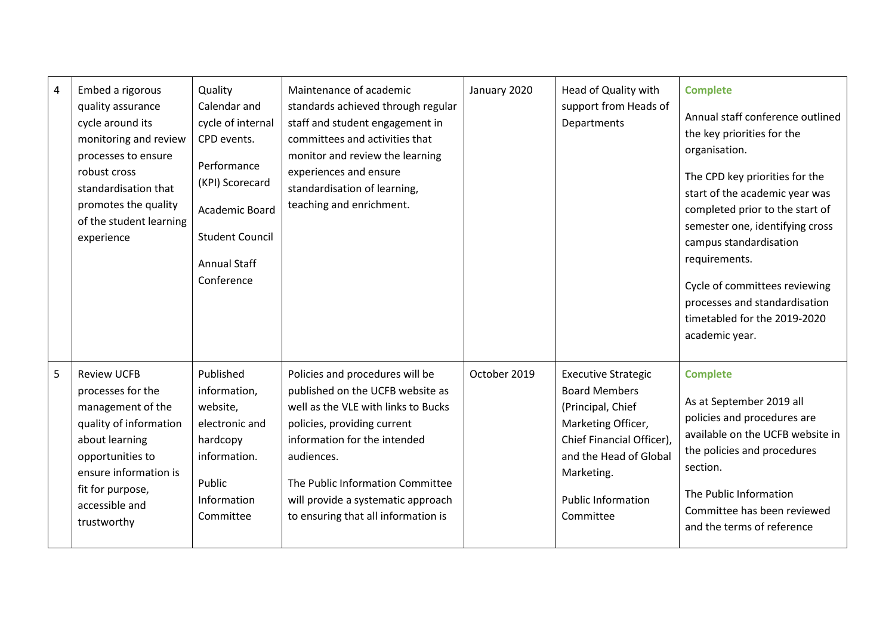| 4 | Embed a rigorous quality assurance cycle around its monitoring and review processes to ensure robust cross standardisation that promotes the quality of the student learning experience | Quality Calendar and cycle of internal CPD events.<br><br>Performance (KPI) Scorecard<br><br>Academic Board<br><br>Student Council<br><br>Annual Staff Conference | Maintenance of academic standards achieved through regular staff and student engagement in committees and activities that monitor and review the learning experiences and ensure standardisation of learning, teaching and enrichment. | January 2020 | Head of Quality with support from Heads of Departments | **Complete**<br><br>Annual staff conference outlined the key priorities for the organisation.<br><br>The CPD key priorities for the start of the academic year was completed prior to the start of semester one, identifying cross campus standardisation requirements.<br><br>Cycle of committees reviewing processes and standardisation timetabled for the 2019-2020 academic year. |
|---|---|---|---|---|---|---|
| 5 | Review UCFB processes for the management of the quality of information about learning opportunities to ensure information is fit for purpose, accessible and trustworthy | Published information, website, electronic and hardcopy information.<br><br>Public Information Committee | Policies and procedures will be published on the UCFB website as well as the VLE with links to Bucks policies, providing current information for the intended audiences.<br><br>The Public Information Committee will provide a systematic approach to ensuring that all information is | October 2019 | Executive Strategic Board Members (Principal, Chief Marketing Officer, Chief Financial Officer), and the Head of Global Marketing.<br><br>Public Information Committee | **Complete**<br><br>As at September 2019 all policies and procedures are available on the UCFB website in the policies and procedures section.<br><br>The Public Information Committee has been reviewed and the terms of reference |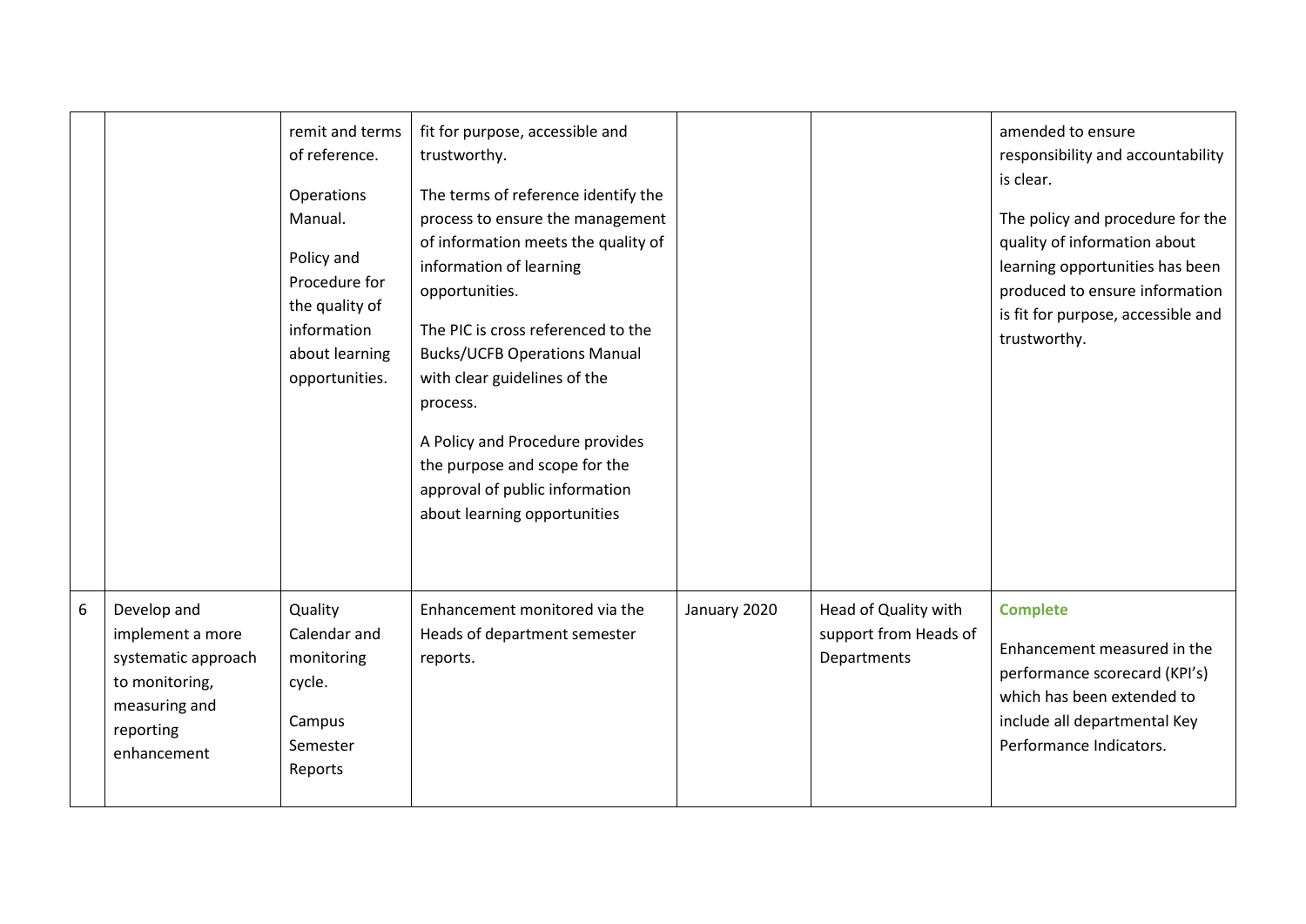| | | | | | | |
|---|---|---|---|---|---|---|
| | | remit and terms of reference.<br><br>Operations Manual.<br><br>Policy and Procedure for the quality of information about learning opportunities. | fit for purpose, accessible and trustworthy.<br><br>The terms of reference identify the process to ensure the management of information meets the quality of information of learning opportunities.<br><br>The PIC is cross referenced to the Bucks/UCFB Operations Manual with clear guidelines of the process.<br><br>A Policy and Procedure provides the purpose and scope for the approval of public information about learning opportunities | | | amended to ensure responsibility and accountability is clear.<br><br>The policy and procedure for the quality of information about learning opportunities has been produced to ensure information is fit for purpose, accessible and trustworthy. |
| 6 | Develop and implement a more systematic approach to monitoring, measuring and reporting enhancement | Quality Calendar and monitoring cycle.<br><br>Campus Semester Reports | Enhancement monitored via the Heads of department semester reports. | January 2020 | Head of Quality with support from Heads of Departments | **Complete**<br><br>Enhancement measured in the performance scorecard (KPI's) which has been extended to include all departmental Key Performance Indicators. |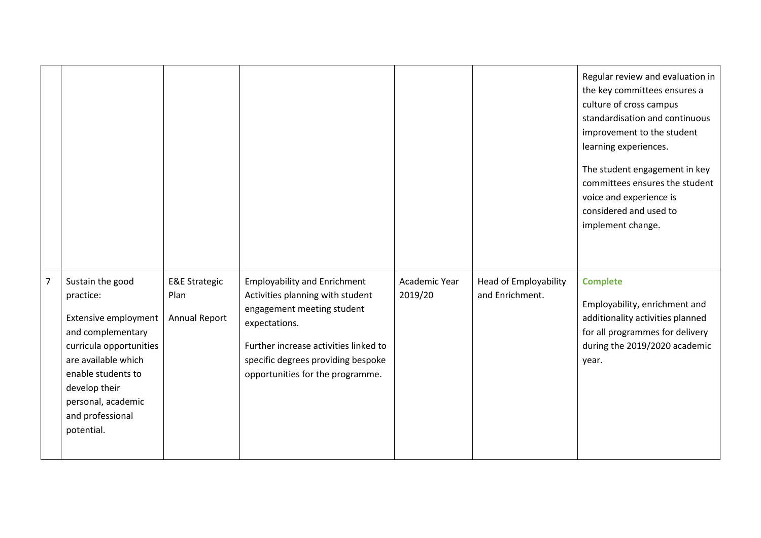| | | | | | | |
|---|---|---|---|---|---|---|
| | | | | | | Regular review and evaluation in the key committees ensures a culture of cross campus standardisation and continuous improvement to the student learning experiences.<br><br>The student engagement in key committees ensures the student voice and experience is considered and used to implement change. |
| 7 | Sustain the good practice:<br><br>Extensive employment and complementary curricula opportunities are available which enable students to develop their personal, academic and professional potential. | E&E Strategic Plan<br><br>Annual Report | Employability and Enrichment Activities planning with student engagement meeting student expectations.<br><br>Further increase activities linked to specific degrees providing bespoke opportunities for the programme. | Academic Year 2019/20 | Head of Employability and Enrichment. | **Complete**<br><br>Employability, enrichment and additionality activities planned for all programmes for delivery during the 2019/2020 academic year. |